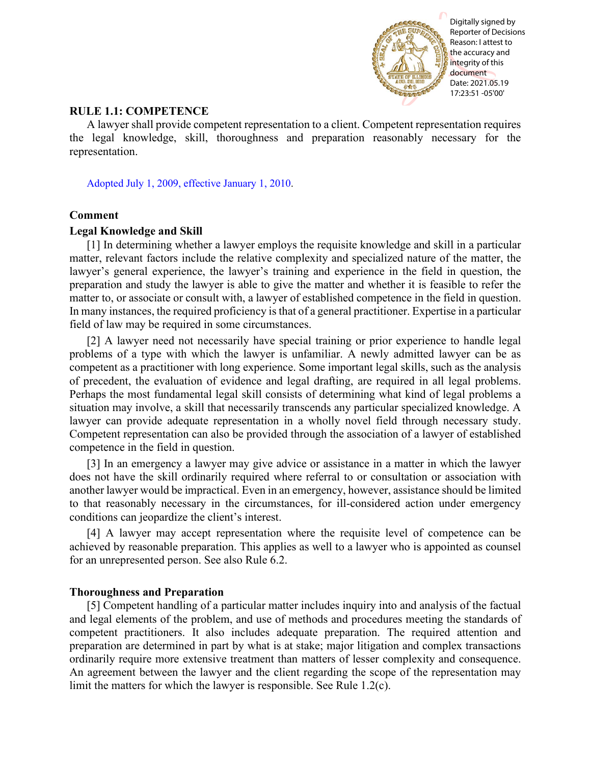## RULE 1.1: COMPETENCE

A lawyer shall provide competent representation to a client. Competent representation requires the legal knowledge, skill, thoroughness and preparation reasonably necessary for the representation.

Adopted July 1, 2009, effective January 1, 2010.

### Comment

#### Legal Knowledge and Skill

[1] In determining whether a lawyer employs the requisite knowledge and skill in a particular matter, relevant factors include the relative complexity and specialized nature of the matter, the lawyer's general experience, the lawyer's training and experience in the field in question, the preparation and study the lawyer is able to give the matter and whether it is feasible to refer the matter to, or associate or consult with, a lawyer of established competence in the field in question. In many instances, the required proficiency is that of a general practitioner. Expertise in a particular field of law may be required in some circumstances.

[2] A lawyer need not necessarily have special training or prior experience to handle legal problems of a type with which the lawyer is unfamiliar. A newly admitted lawyer can be as competent as a practitioner with long experience. Some important legal skills, such as the analysis of precedent, the evaluation of evidence and legal drafting, are required in all legal problems. Perhaps the most fundamental legal skill consists of determining what kind of legal problems a situation may involve, a skill that necessarily transcends any particular specialized knowledge. A lawyer can provide adequate representation in a wholly novel field through necessary study. Competent representation can also be provided through the association of a lawyer of established competence in the field in question.

[3] In an emergency a lawyer may give advice or assistance in a matter in which the lawyer does not have the skill ordinarily required where referral to or consultation or association with another lawyer would be impractical. Even in an emergency, however, assistance should be limited to that reasonably necessary in the circumstances, for ill-considered action under emergency conditions can jeopardize the client's interest.

[4] A lawyer may accept representation where the requisite level of competence can be achieved by reasonable preparation. This applies as well to a lawyer who is appointed as counsel for an unrepresented person. See also Rule 6.2.

#### Thoroughness and Preparation

[5] Competent handling of a particular matter includes inquiry into and analysis of the factual and legal elements of the problem, and use of methods and procedures meeting the standards of competent practitioners. It also includes adequate preparation. The required attention and preparation are determined in part by what is at stake; major litigation and complex transactions ordinarily require more extensive treatment than matters of lesser complexity and consequence. An agreement between the lawyer and the client regarding the scope of the representation may limit the matters for which the lawyer is responsible. See Rule 1.2(c).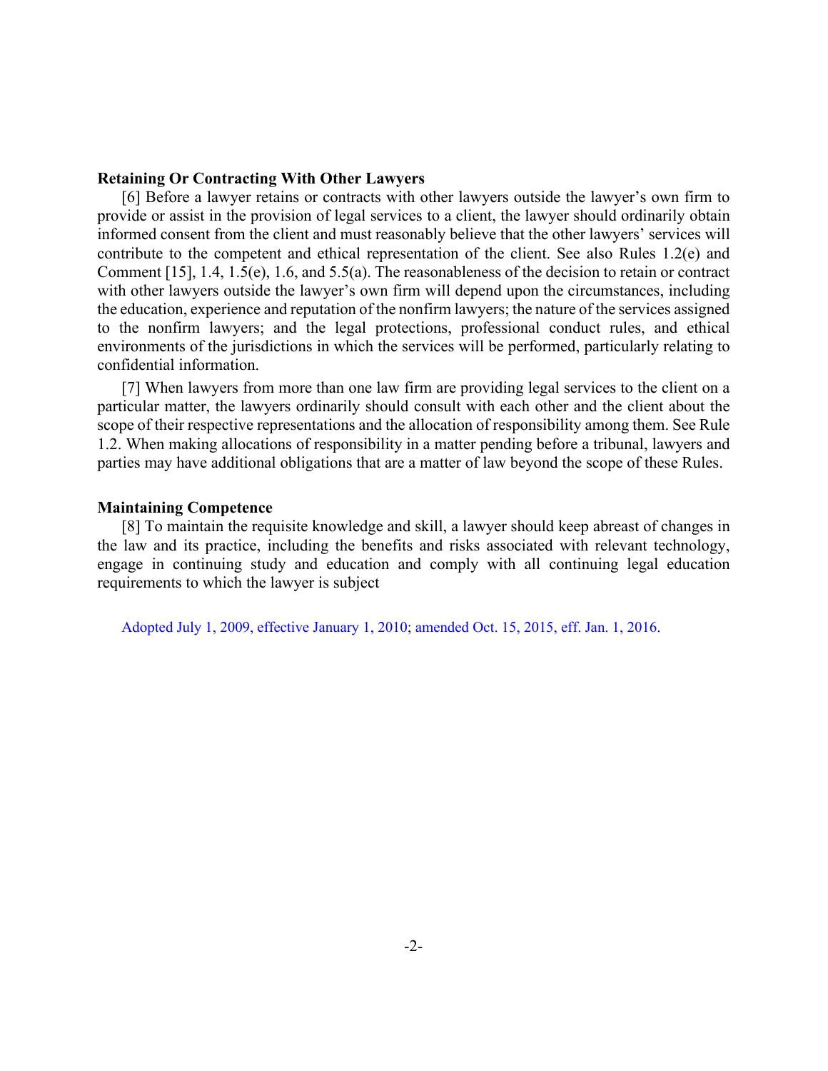**Retaining Or Contracting With Other Lawyers**

[6] Before a lawyer retains or contracts with other lawyers outside the lawyer's own firm to provide or assist in the provision of legal services to a client, the lawyer should ordinarily obtain informed consent from the client and must reasonably believe that the other lawyers' services will contribute to the competent and ethical representation of the client. See also Rules 1.2(e) and Comment [15], 1.4, 1.5(e), 1.6, and 5.5(a). The reasonableness of the decision to retain or contract with other lawyers outside the lawyer's own firm will depend upon the circumstances, including the education, experience and reputation of the nonfirm lawyers; the nature of the services assigned to the nonfirm lawyers; and the legal protections, professional conduct rules, and ethical environments of the jurisdictions in which the services will be performed, particularly relating to confidential information.

[7] When lawyers from more than one law firm are providing legal services to the client on a particular matter, the lawyers ordinarily should consult with each other and the client about the scope of their respective representations and the allocation of responsibility among them. See Rule 1.2. When making allocations of responsibility in a matter pending before a tribunal, lawyers and parties may have additional obligations that are a matter of law beyond the scope of these Rules.

**Maintaining Competence**

[8] To maintain the requisite knowledge and skill, a lawyer should keep abreast of changes in the law and its practice, including the benefits and risks associated with relevant technology, engage in continuing study and education and comply with all continuing legal education requirements to which the lawyer is subject

Adopted July 1, 2009, effective January 1, 2010; amended Oct. 15, 2015, eff. Jan. 1, 2016.